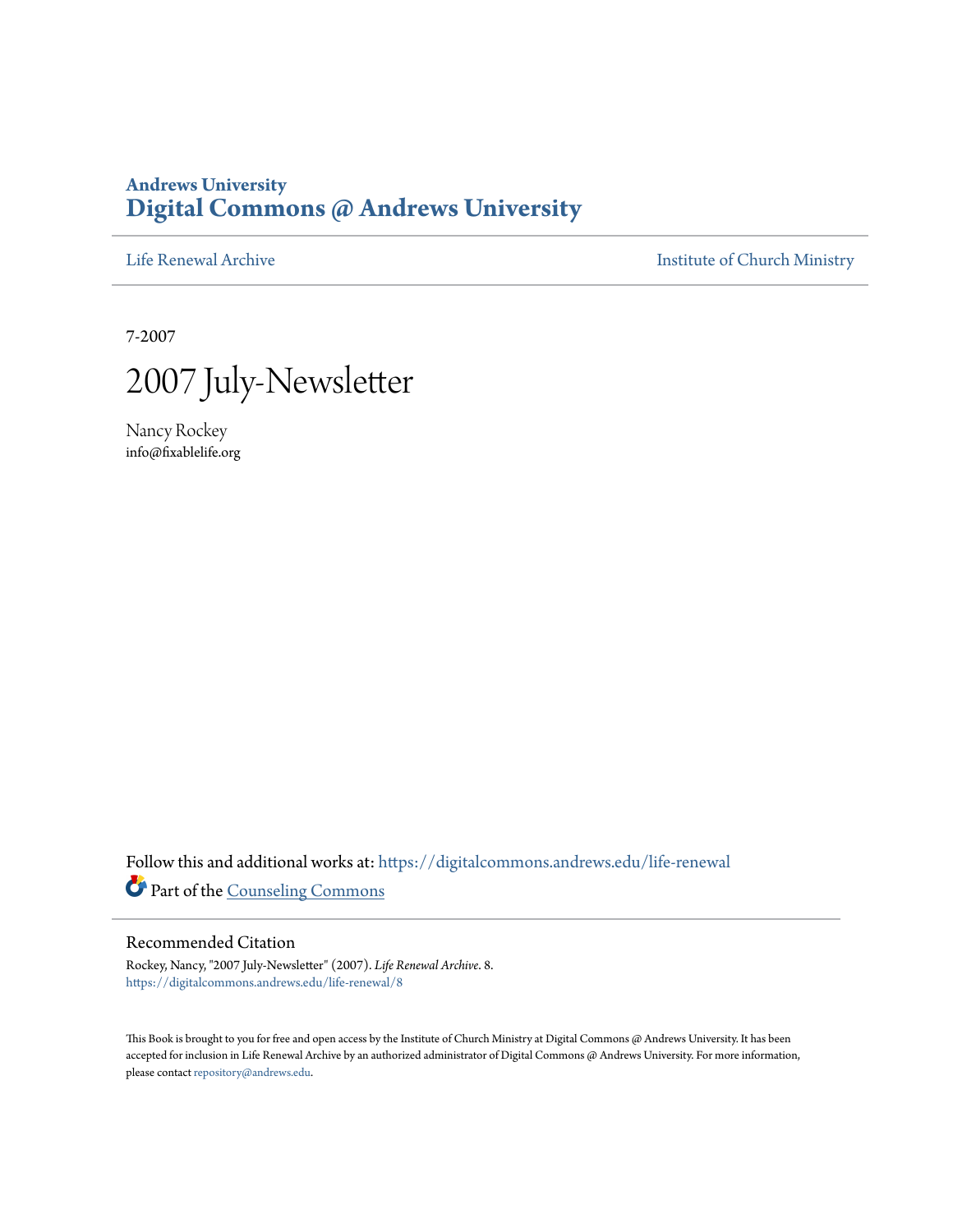# Andrews University
# Digital Commons @ Andrews University

Life Renewal Archive | Institute of Church Ministry

7-2007

# 2007 July-Newsletter

Nancy Rockey
info@fixablelife.org

Follow this and additional works at: https://digitalcommons.andrews.edu/life-renewal

Part of the Counseling Commons

## Recommended Citation

Rockey, Nancy, "2007 July-Newsletter" (2007). *Life Renewal Archive*. 8.
https://digitalcommons.andrews.edu/life-renewal/8

This Book is brought to you for free and open access by the Institute of Church Ministry at Digital Commons @ Andrews University. It has been accepted for inclusion in Life Renewal Archive by an authorized administrator of Digital Commons @ Andrews University. For more information, please contact repository@andrews.edu.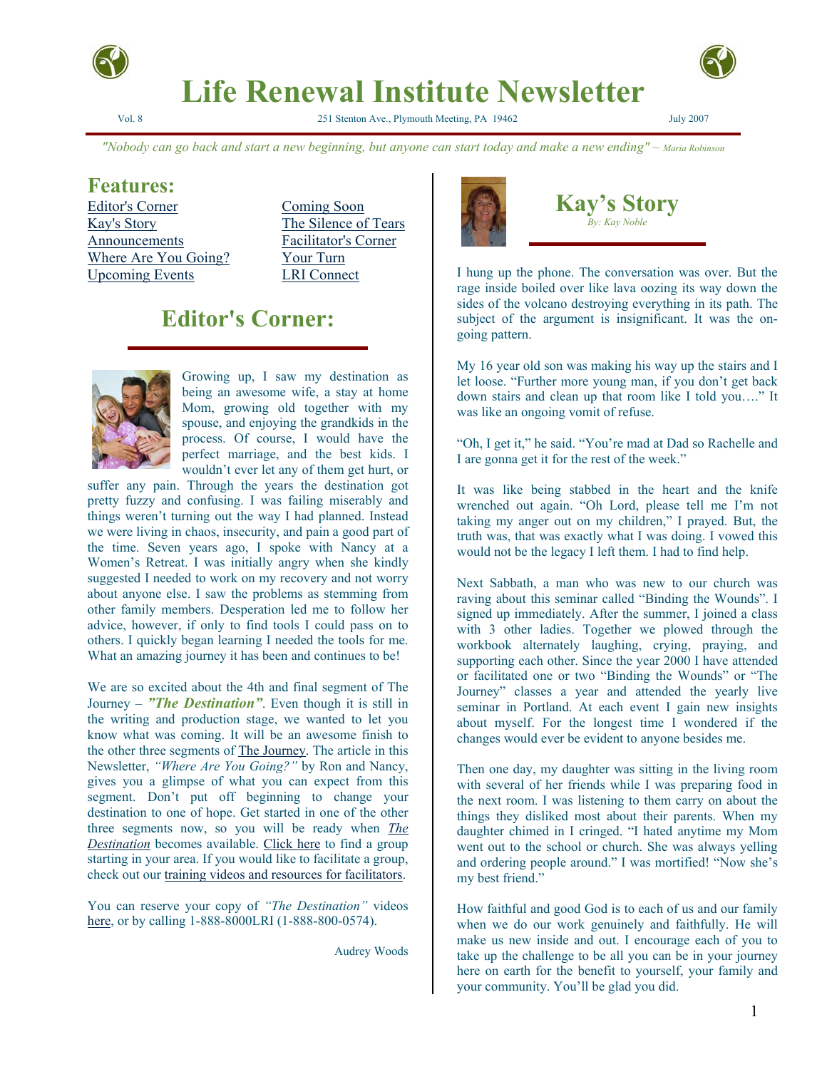# Life Renewal Institute Newsletter

Vol. 8 — 251 Stenton Ave., Plymouth Meeting, PA 19462 — July 2007

*"Nobody can go back and start a new beginning, but anyone can start today and make a new ending" – Maria Robinson*

## Features:

- Editor's Corner
- Kay's Story
- Announcements
- Where Are You Going?
- Upcoming Events
- Coming Soon
- The Silence of Tears
- Facilitator's Corner
- Your Turn
- LRI Connect

## Editor's Corner:

Growing up, I saw my destination as being an awesome wife, a stay at home Mom, growing old together with my spouse, and enjoying the grandkids in the process. Of course, I would have the perfect marriage, and the best kids. I wouldn't ever let any of them get hurt, or suffer any pain. Through the years the destination got pretty fuzzy and confusing. I was failing miserably and things weren't turning out the way I had planned. Instead we were living in chaos, insecurity, and pain a good part of the time. Seven years ago, I spoke with Nancy at a Women's Retreat. I was initially angry when she kindly suggested I needed to work on my recovery and not worry about anyone else. I saw the problems as stemming from other family members. Desperation led me to follow her advice, however, if only to find tools I could pass on to others. I quickly began learning I needed the tools for me. What an amazing journey it has been and continues to be!

We are so excited about the 4th and final segment of The Journey – ***"The Destination"***. Even though it is still in the writing and production stage, we wanted to let you know what was coming. It will be an awesome finish to the other three segments of The Journey. The article in this Newsletter, *"Where Are You Going?"* by Ron and Nancy, gives you a glimpse of what you can expect from this segment. Don't put off beginning to change your destination to one of hope. Get started in one of the other three segments now, so you will be ready when *The Destination* becomes available. Click here to find a group starting in your area. If you would like to facilitate a group, check out our training videos and resources for facilitators.

You can reserve your copy of *"The Destination"* videos here, or by calling 1-888-8000LRI (1-888-800-0574).

Audrey Woods

## Kay's Story

*By: Kay Noble*

I hung up the phone. The conversation was over. But the rage inside boiled over like lava oozing its way down the sides of the volcano destroying everything in its path. The subject of the argument is insignificant. It was the on-going pattern.

My 16 year old son was making his way up the stairs and I let loose. "Further more young man, if you don't get back down stairs and clean up that room like I told you…." It was like an ongoing vomit of refuse.

"Oh, I get it," he said. "You're mad at Dad so Rachelle and I are gonna get it for the rest of the week."

It was like being stabbed in the heart and the knife wrenched out again. "Oh Lord, please tell me I'm not taking my anger out on my children," I prayed. But, the truth was, that was exactly what I was doing. I vowed this would not be the legacy I left them. I had to find help.

Next Sabbath, a man who was new to our church was raving about this seminar called "Binding the Wounds". I signed up immediately. After the summer, I joined a class with 3 other ladies. Together we plowed through the workbook alternately laughing, crying, praying, and supporting each other. Since the year 2000 I have attended or facilitated one or two "Binding the Wounds" or "The Journey" classes a year and attended the yearly live seminar in Portland. At each event I gain new insights about myself. For the longest time I wondered if the changes would ever be evident to anyone besides me.

Then one day, my daughter was sitting in the living room with several of her friends while I was preparing food in the next room. I was listening to them carry on about the things they disliked most about their parents. When my daughter chimed in I cringed. "I hated anytime my Mom went out to the school or church. She was always yelling and ordering people around." I was mortified! "Now she's my best friend."

How faithful and good God is to each of us and our family when we do our work genuinely and faithfully. He will make us new inside and out. I encourage each of you to take up the challenge to be all you can be in your journey here on earth for the benefit to yourself, your family and your community. You'll be glad you did.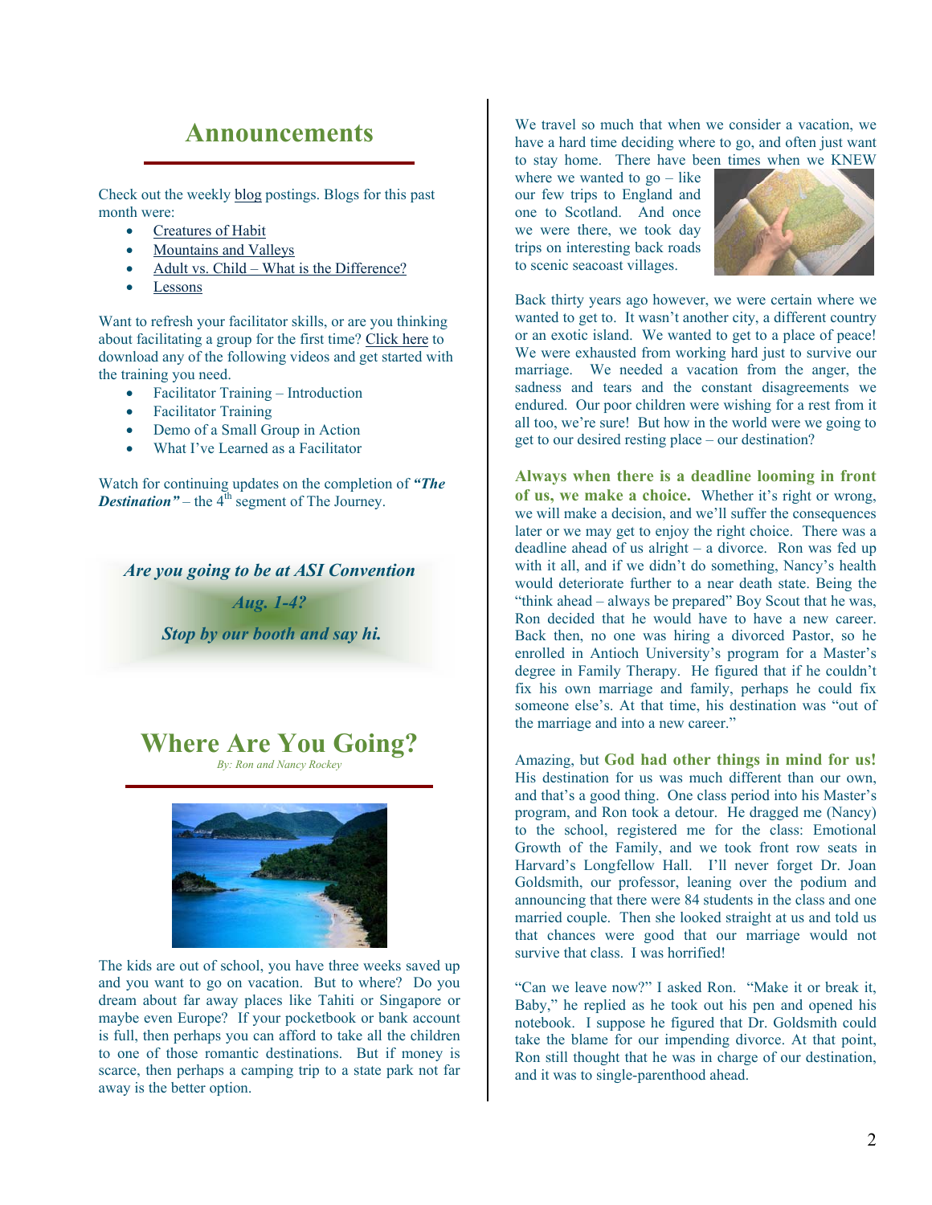# Announcements

Check out the weekly blog postings. Blogs for this past month were:

- Creatures of Habit
- Mountains and Valleys
- Adult vs. Child – What is the Difference?
- Lessons

Want to refresh your facilitator skills, or are you thinking about facilitating a group for the first time? Click here to download any of the following videos and get started with the training you need.

- Facilitator Training – Introduction
- Facilitator Training
- Demo of a Small Group in Action
- What I've Learned as a Facilitator

Watch for continuing updates on the completion of ***"The Destination"*** – the 4th segment of The Journey.

***Are you going to be at ASI Convention***

***Aug. 1-4?***

***Stop by our booth and say hi.***

# Where Are You Going?

*By: Ron and Nancy Rockey*

The kids are out of school, you have three weeks saved up and you want to go on vacation. But to where? Do you dream about far away places like Tahiti or Singapore or maybe even Europe? If your pocketbook or bank account is full, then perhaps you can afford to take all the children to one of those romantic destinations. But if money is scarce, then perhaps a camping trip to a state park not far away is the better option.

We travel so much that when we consider a vacation, we have a hard time deciding where to go, and often just want to stay home. There have been times when we KNEW where we wanted to go – like our few trips to England and one to Scotland. And once we were there, we took day trips on interesting back roads to scenic seacoast villages.

Back thirty years ago however, we were certain where we wanted to get to. It wasn't another city, a different country or an exotic island. We wanted to get to a place of peace! We were exhausted from working hard just to survive our marriage. We needed a vacation from the anger, the sadness and tears and the constant disagreements we endured. Our poor children were wishing for a rest from it all too, we're sure! But how in the world were we going to get to our desired resting place – our destination?

**Always when there is a deadline looming in front of us, we make a choice.** Whether it's right or wrong, we will make a decision, and we'll suffer the consequences later or we may get to enjoy the right choice. There was a deadline ahead of us alright – a divorce. Ron was fed up with it all, and if we didn't do something, Nancy's health would deteriorate further to a near death state. Being the "think ahead – always be prepared" Boy Scout that he was, Ron decided that he would have to have a new career. Back then, no one was hiring a divorced Pastor, so he enrolled in Antioch University's program for a Master's degree in Family Therapy. He figured that if he couldn't fix his own marriage and family, perhaps he could fix someone else's. At that time, his destination was "out of the marriage and into a new career."

Amazing, but **God had other things in mind for us!** His destination for us was much different than our own, and that's a good thing. One class period into his Master's program, and Ron took a detour. He dragged me (Nancy) to the school, registered me for the class: Emotional Growth of the Family, and we took front row seats in Harvard's Longfellow Hall. I'll never forget Dr. Joan Goldsmith, our professor, leaning over the podium and announcing that there were 84 students in the class and one married couple. Then she looked straight at us and told us that chances were good that our marriage would not survive that class. I was horrified!

"Can we leave now?" I asked Ron. "Make it or break it, Baby," he replied as he took out his pen and opened his notebook. I suppose he figured that Dr. Goldsmith could take the blame for our impending divorce. At that point, Ron still thought that he was in charge of our destination, and it was to single-parenthood ahead.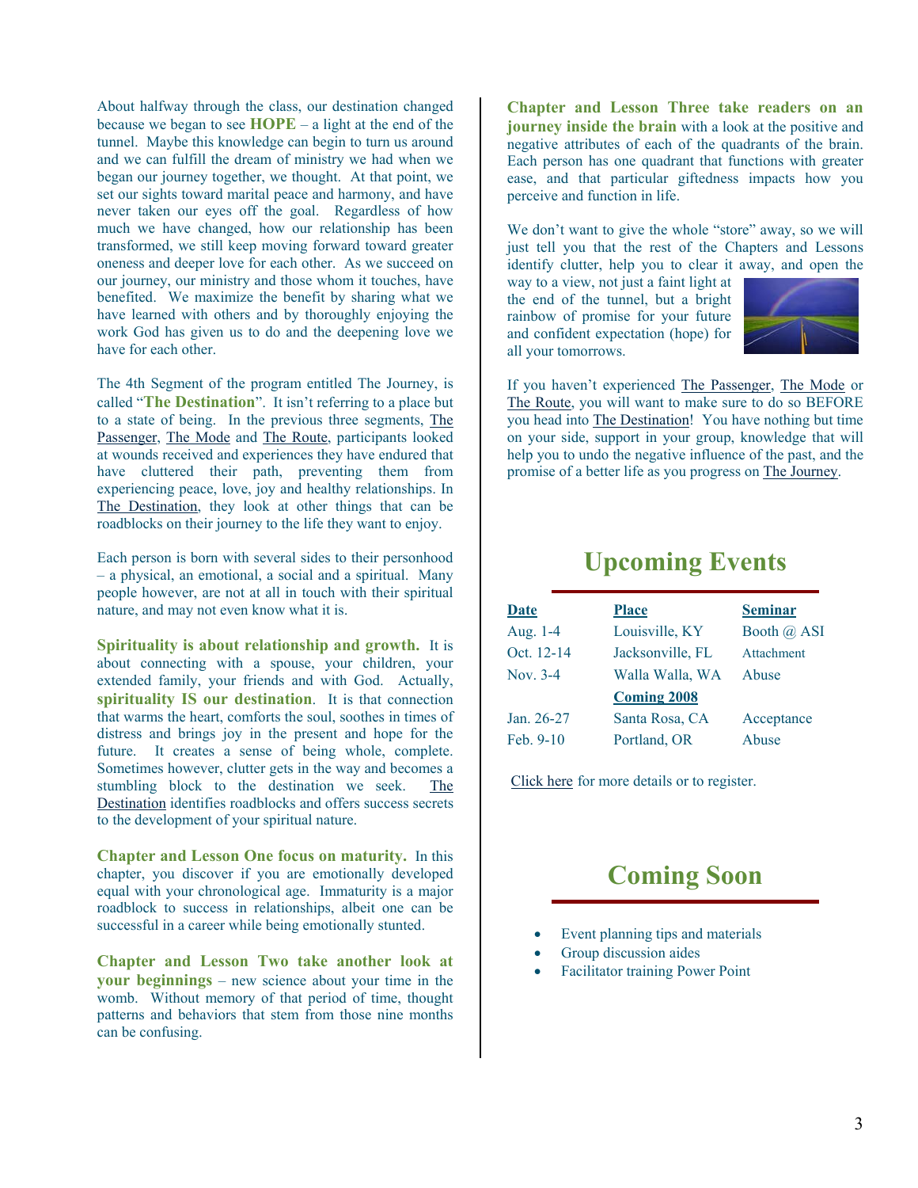About halfway through the class, our destination changed because we began to see **HOPE** – a light at the end of the tunnel. Maybe this knowledge can begin to turn us around and we can fulfill the dream of ministry we had when we began our journey together, we thought. At that point, we set our sights toward marital peace and harmony, and have never taken our eyes off the goal. Regardless of how much we have changed, how our relationship has been transformed, we still keep moving forward toward greater oneness and deeper love for each other. As we succeed on our journey, our ministry and those whom it touches, have benefited. We maximize the benefit by sharing what we have learned with others and by thoroughly enjoying the work God has given us to do and the deepening love we have for each other.

The 4th Segment of the program entitled The Journey, is called "**The Destination**". It isn't referring to a place but to a state of being. In the previous three segments, The Passenger, The Mode and The Route, participants looked at wounds received and experiences they have endured that have cluttered their path, preventing them from experiencing peace, love, joy and healthy relationships. In The Destination, they look at other things that can be roadblocks on their journey to the life they want to enjoy.

Each person is born with several sides to their personhood – a physical, an emotional, a social and a spiritual. Many people however, are not at all in touch with their spiritual nature, and may not even know what it is.

**Spirituality is about relationship and growth.** It is about connecting with a spouse, your children, your extended family, your friends and with God. Actually, **spirituality IS our destination**. It is that connection that warms the heart, comforts the soul, soothes in times of distress and brings joy in the present and hope for the future. It creates a sense of being whole, complete. Sometimes however, clutter gets in the way and becomes a stumbling block to the destination we seek. The Destination identifies roadblocks and offers success secrets to the development of your spiritual nature.

**Chapter and Lesson One focus on maturity.** In this chapter, you discover if you are emotionally developed equal with your chronological age. Immaturity is a major roadblock to success in relationships, albeit one can be successful in a career while being emotionally stunted.

**Chapter and Lesson Two take another look at your beginnings** – new science about your time in the womb. Without memory of that period of time, thought patterns and behaviors that stem from those nine months can be confusing.

**Chapter and Lesson Three take readers on an journey inside the brain** with a look at the positive and negative attributes of each of the quadrants of the brain. Each person has one quadrant that functions with greater ease, and that particular giftedness impacts how you perceive and function in life.

We don't want to give the whole "store" away, so we will just tell you that the rest of the Chapters and Lessons identify clutter, help you to clear it away, and open the way to a view, not just a faint light at the end of the tunnel, but a bright rainbow of promise for your future and confident expectation (hope) for all your tomorrows.

If you haven't experienced The Passenger, The Mode or The Route, you will want to make sure to do so BEFORE you head into The Destination! You have nothing but time on your side, support in your group, knowledge that will help you to undo the negative influence of the past, and the promise of a better life as you progress on The Journey.

## Upcoming Events

| Date | Place | Seminar |
|---|---|---|
| Aug. 1-4 | Louisville, KY | Booth @ ASI |
| Oct. 12-14 | Jacksonville, FL | Attachment |
| Nov. 3-4 | Walla Walla, WA | Abuse |
| | **Coming 2008** | |
| Jan. 26-27 | Santa Rosa, CA | Acceptance |
| Feb. 9-10 | Portland, OR | Abuse |

Click here for more details or to register.

## Coming Soon

- Event planning tips and materials
- Group discussion aides
- Facilitator training Power Point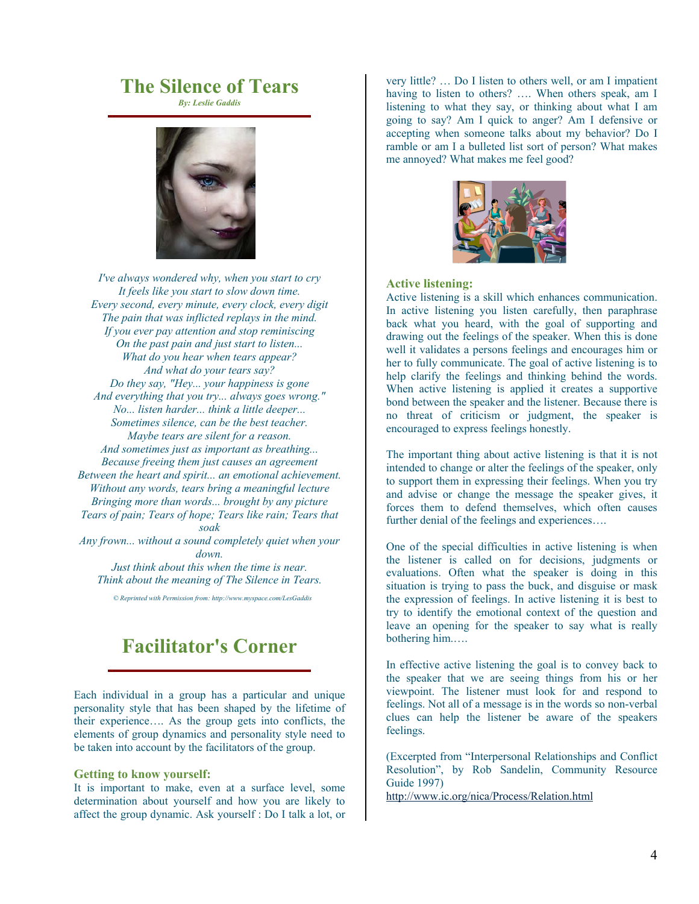# The Silence of Tears

***By: Leslie Gaddis***

*I've always wondered why, when you start to cry*
*It feels like you start to slow down time.*
*Every second, every minute, every clock, every digit*
*The pain that was inflicted replays in the mind.*
*If you ever pay attention and stop reminiscing*
*On the past pain and just start to listen...*
*What do you hear when tears appear?*
*And what do your tears say?*
*Do they say, "Hey... your happiness is gone*
*And everything that you try... always goes wrong."*
*No... listen harder... think a little deeper...*
*Sometimes silence, can be the best teacher.*
*Maybe tears are silent for a reason.*
*And sometimes just as important as breathing...*
*Because freeing them just causes an agreement*
*Between the heart and spirit... an emotional achievement.*
*Without any words, tears bring a meaningful lecture*
*Bringing more than words... brought by any picture*
*Tears of pain; Tears of hope; Tears like rain; Tears that soak*
*Any frown... without a sound completely quiet when your down.*
*Just think about this when the time is near.*
*Think about the meaning of The Silence in Tears.*

*© Reprinted with Permission from: http://www.myspace.com/LesGaddis*

# Facilitator's Corner

Each individual in a group has a particular and unique personality style that has been shaped by the lifetime of their experience…. As the group gets into conflicts, the elements of group dynamics and personality style need to be taken into account by the facilitators of the group.

### Getting to know yourself:

It is important to make, even at a surface level, some determination about yourself and how you are likely to affect the group dynamic. Ask yourself : Do I talk a lot, or very little? … Do I listen to others well, or am I impatient having to listen to others? …. When others speak, am I listening to what they say, or thinking about what I am going to say? Am I quick to anger? Am I defensive or accepting when someone talks about my behavior? Do I ramble or am I a bulleted list sort of person? What makes me annoyed? What makes me feel good?

### Active listening:

Active listening is a skill which enhances communication. In active listening you listen carefully, then paraphrase back what you heard, with the goal of supporting and drawing out the feelings of the speaker. When this is done well it validates a persons feelings and encourages him or her to fully communicate. The goal of active listening is to help clarify the feelings and thinking behind the words. When active listening is applied it creates a supportive bond between the speaker and the listener. Because there is no threat of criticism or judgment, the speaker is encouraged to express feelings honestly.

The important thing about active listening is that it is not intended to change or alter the feelings of the speaker, only to support them in expressing their feelings. When you try and advise or change the message the speaker gives, it forces them to defend themselves, which often causes further denial of the feelings and experiences….

One of the special difficulties in active listening is when the listener is called on for decisions, judgments or evaluations. Often what the speaker is doing in this situation is trying to pass the buck, and disguise or mask the expression of feelings. In active listening it is best to try to identify the emotional context of the question and leave an opening for the speaker to say what is really bothering him.….

In effective active listening the goal is to convey back to the speaker that we are seeing things from his or her viewpoint. The listener must look for and respond to feelings. Not all of a message is in the words so non-verbal clues can help the listener be aware of the speakers feelings.

(Excerpted from "Interpersonal Relationships and Conflict Resolution", by Rob Sandelin, Community Resource Guide 1997)
http://www.ic.org/nica/Process/Relation.html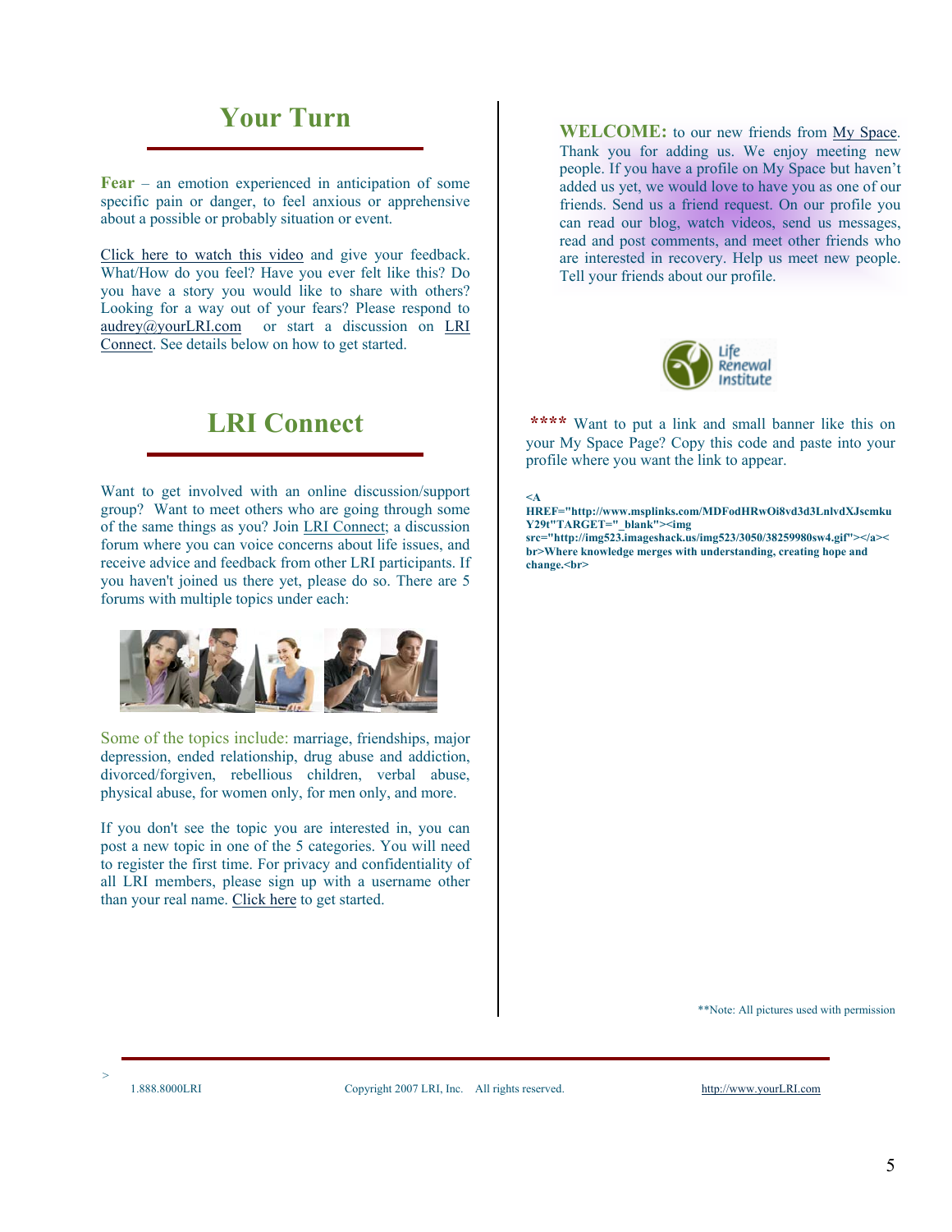## Your Turn

**Fear** – an emotion experienced in anticipation of some specific pain or danger, to feel anxious or apprehensive about a possible or probably situation or event.

Click here to watch this video and give your feedback. What/How do you feel? Have you ever felt like this? Do you have a story you would like to share with others? Looking for a way out of your fears? Please respond to audrey@yourLRI.com or start a discussion on LRI Connect. See details below on how to get started.

## LRI Connect

Want to get involved with an online discussion/support group? Want to meet others who are going through some of the same things as you? Join LRI Connect; a discussion forum where you can voice concerns about life issues, and receive advice and feedback from other LRI participants. If you haven't joined us there yet, please do so. There are 5 forums with multiple topics under each:

Some of the topics include: marriage, friendships, major depression, ended relationship, drug abuse and addiction, divorced/forgiven, rebellious children, verbal abuse, physical abuse, for women only, for men only, and more.

If you don't see the topic you are interested in, you can post a new topic in one of the 5 categories. You will need to register the first time. For privacy and confidentiality of all LRI members, please sign up with a username other than your real name. Click here to get started.

**WELCOME:** to our new friends from My Space. Thank you for adding us. We enjoy meeting new people. If you have a profile on My Space but haven't added us yet, we would love to have you as one of our friends. Send us a friend request. On our profile you can read our blog, watch videos, send us messages, read and post comments, and meet other friends who are interested in recovery. Help us meet new people. Tell your friends about our profile.

Life Renewal Institute

**** Want to put a link and small banner like this on your My Space Page? Copy this code and paste into your profile where you want the link to appear.

```
<A HREF="http://www.msplinks.com/MDFodHRwOi8vd3d3LnlvdXJscmku Y29t"TARGET="_blank"><img src="http://img523.imageshack.us/img523/3050/38259980sw4.gif"></a>< br>Where knowledge merges with understanding, creating hope and change.<br>
```

**Note: All pictures used with permission

1.888.8000LRI Copyright 2007 LRI, Inc. All rights reserved. http://www.yourLRI.com